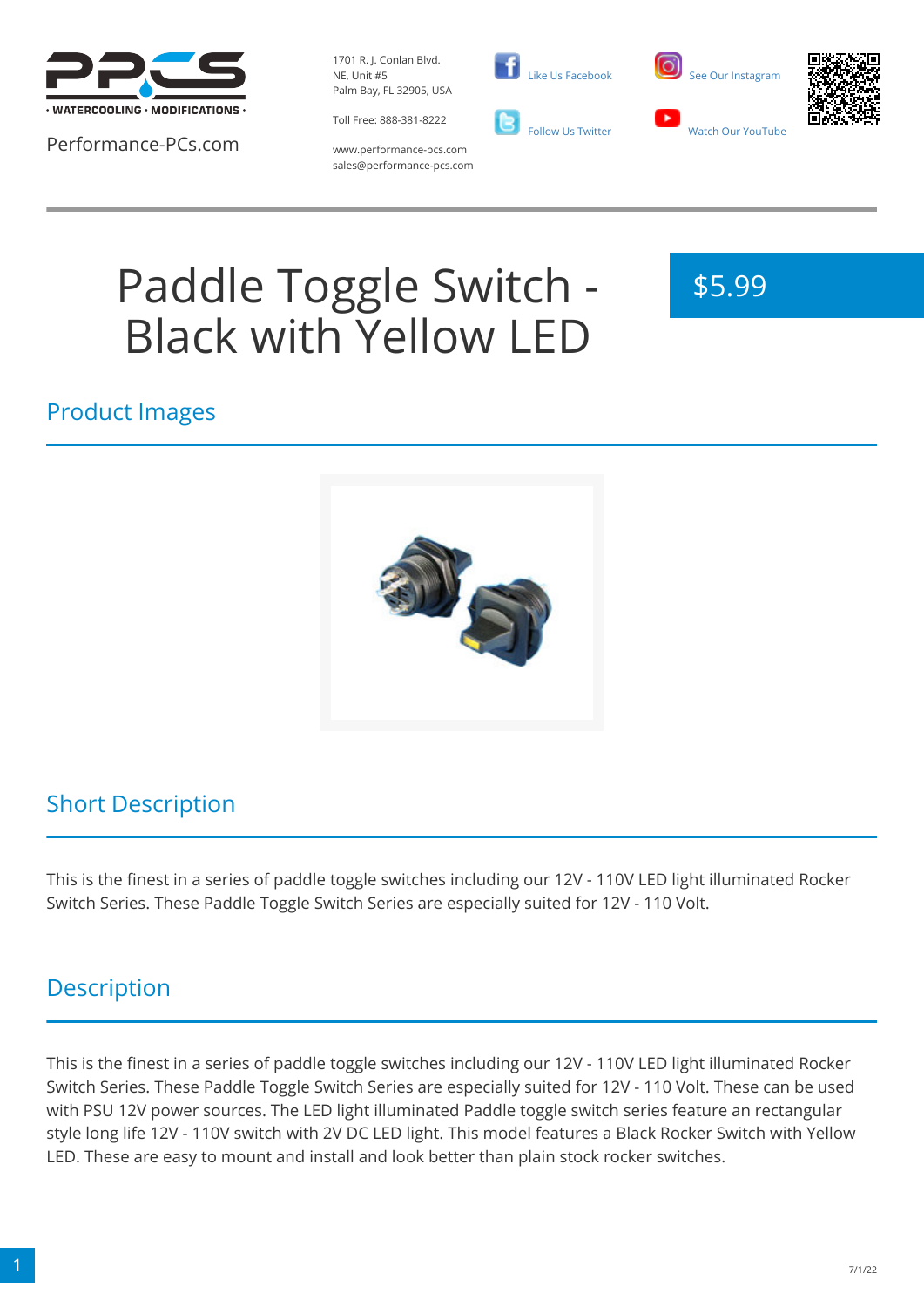· WATERCOOLING · MODIFICATIONS ·

Performance-PCs.com

1701 R. J. Conlan Blvd.
NE, Unit #5
Palm Bay, FL 32905, USA

Toll Free: 888-381-8222

www.performance-pcs.com
sales@performance-pcs.com

Like Us Facebook

Follow Us Twitter

See Our Instagram

Watch Our YouTube

# Paddle Toggle Switch - Black with Yellow LED

$5.99

## Product Images

## Short Description

This is the finest in a series of paddle toggle switches including our 12V - 110V LED light illuminated Rocker Switch Series. These Paddle Toggle Switch Series are especially suited for 12V - 110 Volt.

## Description

This is the finest in a series of paddle toggle switches including our 12V - 110V LED light illuminated Rocker Switch Series. These Paddle Toggle Switch Series are especially suited for 12V - 110 Volt. These can be used with PSU 12V power sources. The LED light illuminated Paddle toggle switch series feature an rectangular style long life 12V - 110V switch with 2V DC LED light. This model features a Black Rocker Switch with Yellow LED. These are easy to mount and install and look better than plain stock rocker switches.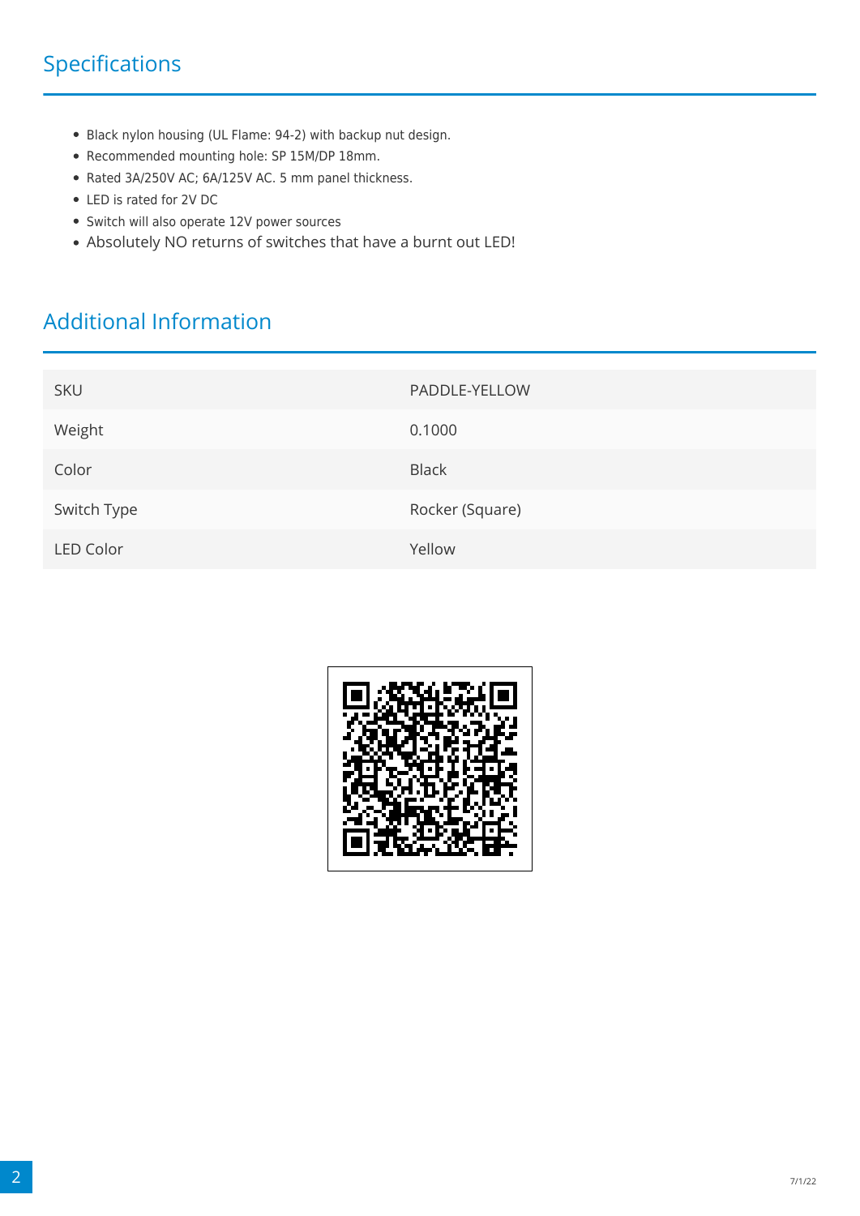## Specifications

- Black nylon housing (UL Flame: 94-2) with backup nut design.
- Recommended mounting hole: SP 15M/DP 18mm.
- Rated 3A/250V AC; 6A/125V AC. 5 mm panel thickness.
- LED is rated for 2V DC
- Switch will also operate 12V power sources
- Absolutely NO returns of switches that have a burnt out LED!

## Additional Information

| | |
|---|---|
| SKU | PADDLE-YELLOW |
| Weight | 0.1000 |
| Color | Black |
| Switch Type | Rocker (Square) |
| LED Color | Yellow |